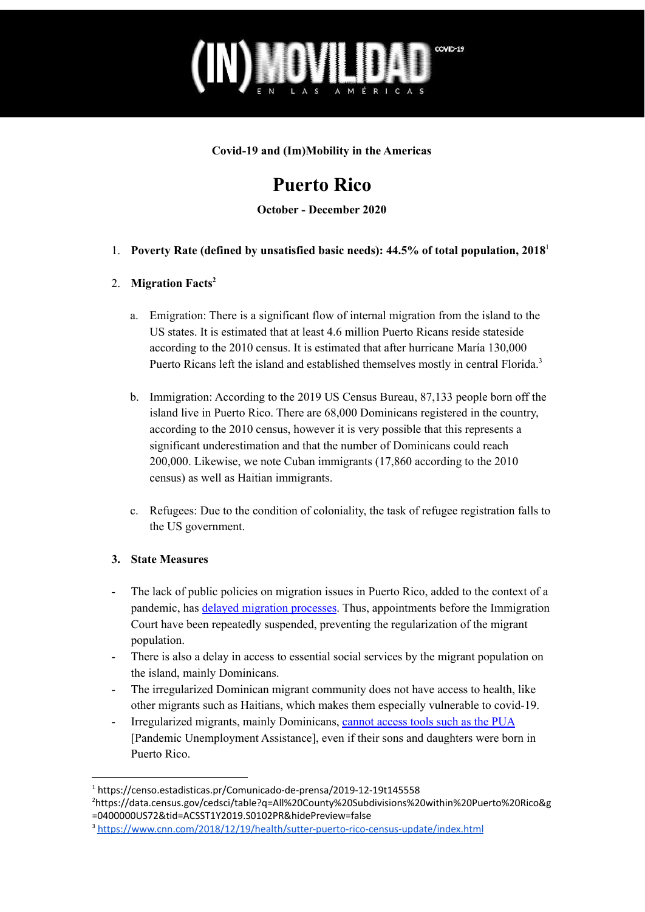**Covid-19 and (Im)Mobility in the Americas**

# Puerto Rico

**October - December 2020**

1. **Poverty Rate (defined by unsatisfied basic needs): 44.5% of total population, 2018**[1]

2. **Migration Facts**[2]

   a. Emigration: There is a significant flow of internal migration from the island to the US states. It is estimated that at least 4.6 million Puerto Ricans reside stateside according to the 2010 census. It is estimated that after hurricane María 130,000 Puerto Ricans left the island and established themselves mostly in central Florida.[3]

   b. Immigration: According to the 2019 US Census Bureau, 87,133 people born off the island live in Puerto Rico. There are 68,000 Dominicans registered in the country, according to the 2010 census, however it is very possible that this represents a significant underestimation and that the number of Dominicans could reach 200,000. Likewise, we note Cuban immigrants (17,860 according to the 2010 census) as well as Haitian immigrants.

   c. Refugees: Due to the condition of coloniality, the task of refugee registration falls to the US government.

3. **State Measures**

- The lack of public policies on migration issues in Puerto Rico, added to the context of a pandemic, has delayed migration processes. Thus, appointments before the Immigration Court have been repeatedly suspended, preventing the regularization of the migrant population.
- There is also a delay in access to essential social services by the migrant population on the island, mainly Dominicans.
- The irregularized Dominican migrant community does not have access to health, like other migrants such as Haitians, which makes them especially vulnerable to covid-19.
- Irregularized migrants, mainly Dominicans, cannot access tools such as the PUA [Pandemic Unemployment Assistance], even if their sons and daughters were born in Puerto Rico.

---

[1] https://censo.estadisticas.pr/Comunicado-de-prensa/2019-12-19t145558

[2] https://data.census.gov/cedsci/table?q=All%20County%20Subdivisions%20within%20Puerto%20Rico&g=0400000US72&tid=ACSST1Y2019.S0102PR&hidePreview=false

[3] https://www.cnn.com/2018/12/19/health/sutter-puerto-rico-census-update/index.html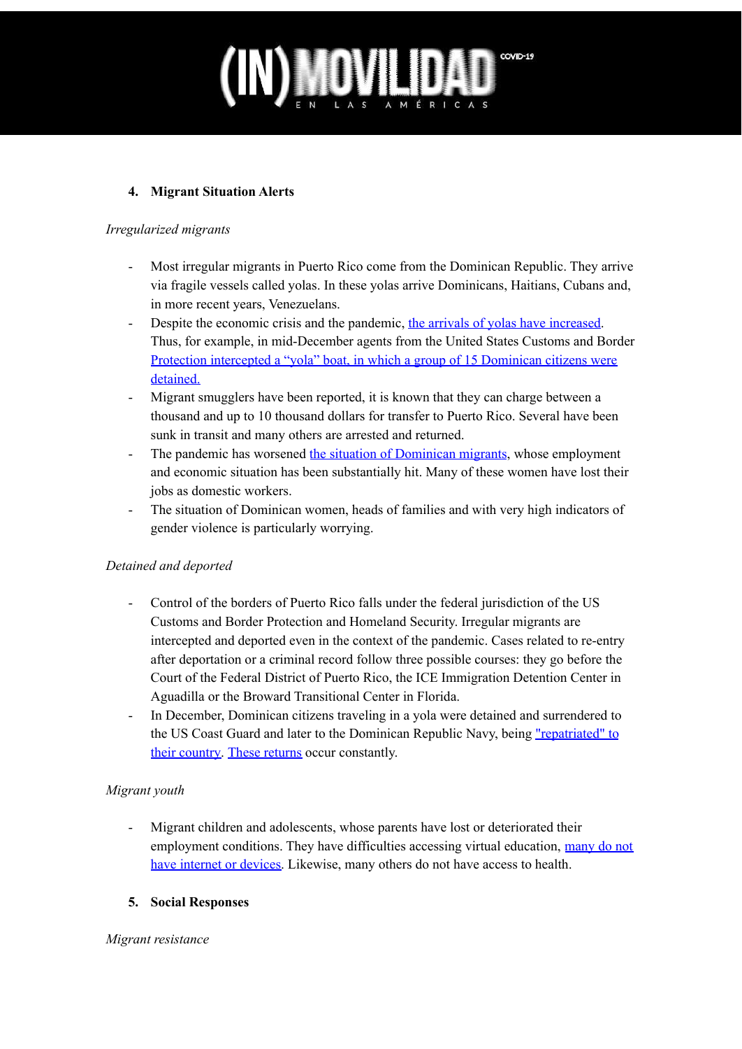## 4. Migrant Situation Alerts

*Irregularized migrants*

- Most irregular migrants in Puerto Rico come from the Dominican Republic. They arrive via fragile vessels called yolas. In these yolas arrive Dominicans, Haitians, Cubans and, in more recent years, Venezuelans.
- Despite the economic crisis and the pandemic, the arrivals of yolas have increased. Thus, for example, in mid-December agents from the United States Customs and Border Protection intercepted a "yola" boat, in which a group of 15 Dominican citizens were detained.
- Migrant smugglers have been reported, it is known that they can charge between a thousand and up to 10 thousand dollars for transfer to Puerto Rico. Several have been sunk in transit and many others are arrested and returned.
- The pandemic has worsened the situation of Dominican migrants, whose employment and economic situation has been substantially hit. Many of these women have lost their jobs as domestic workers.
- The situation of Dominican women, heads of families and with very high indicators of gender violence is particularly worrying.

*Detained and deported*

- Control of the borders of Puerto Rico falls under the federal jurisdiction of the US Customs and Border Protection and Homeland Security. Irregular migrants are intercepted and deported even in the context of the pandemic. Cases related to re-entry after deportation or a criminal record follow three possible courses: they go before the Court of the Federal District of Puerto Rico, the ICE Immigration Detention Center in Aguadilla or the Broward Transitional Center in Florida.
- In December, Dominican citizens traveling in a yola were detained and surrendered to the US Coast Guard and later to the Dominican Republic Navy, being "repatriated" to their country. These returns occur constantly.

*Migrant youth*

- Migrant children and adolescents, whose parents have lost or deteriorated their employment conditions. They have difficulties accessing virtual education, many do not have internet or devices. Likewise, many others do not have access to health.

## 5. Social Responses

*Migrant resistance*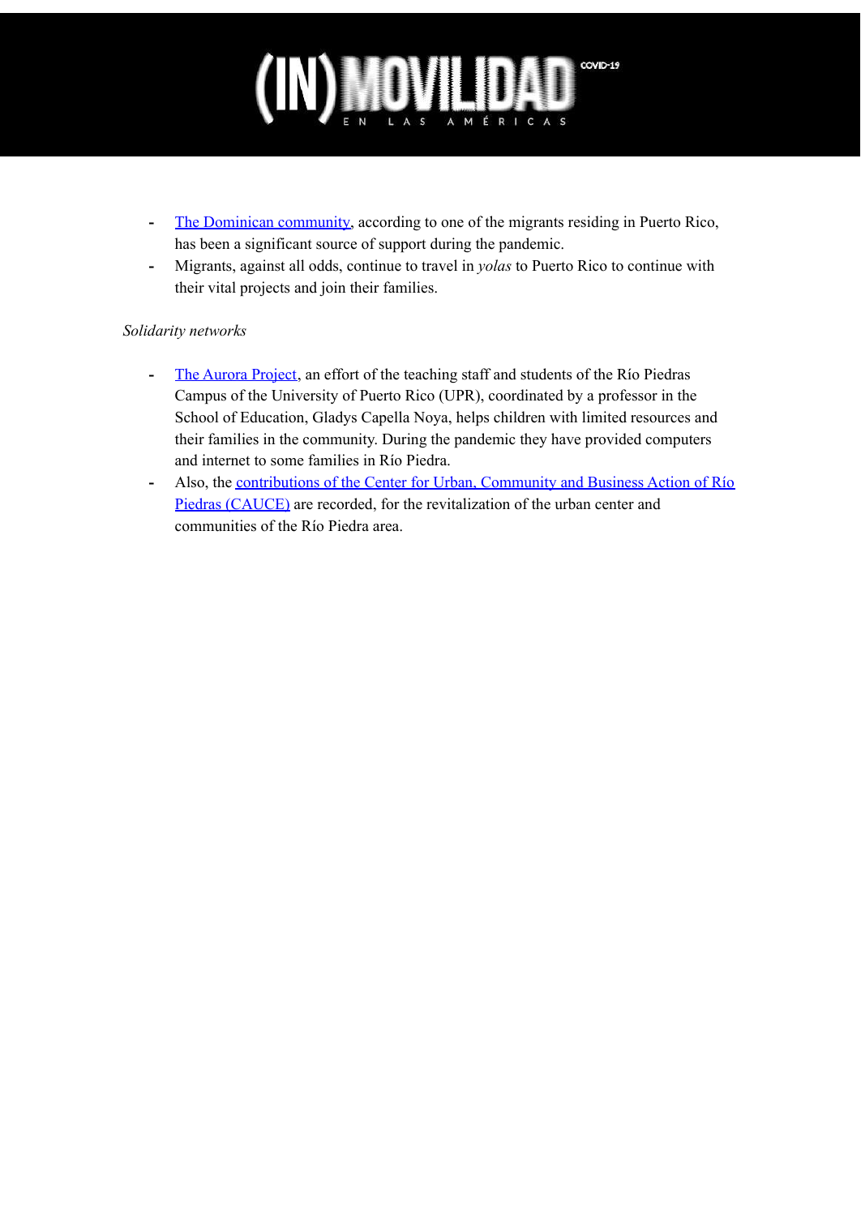- The Dominican community, according to one of the migrants residing in Puerto Rico, has been a significant source of support during the pandemic.
- Migrants, against all odds, continue to travel in *yolas* to Puerto Rico to continue with their vital projects and join their families.

*Solidarity networks*

- The Aurora Project, an effort of the teaching staff and students of the Río Piedras Campus of the University of Puerto Rico (UPR), coordinated by a professor in the School of Education, Gladys Capella Noya, helps children with limited resources and their families in the community. During the pandemic they have provided computers and internet to some families in Río Piedra.
- Also, the contributions of the Center for Urban, Community and Business Action of Río Piedras (CAUCE) are recorded, for the revitalization of the urban center and communities of the Río Piedra area.